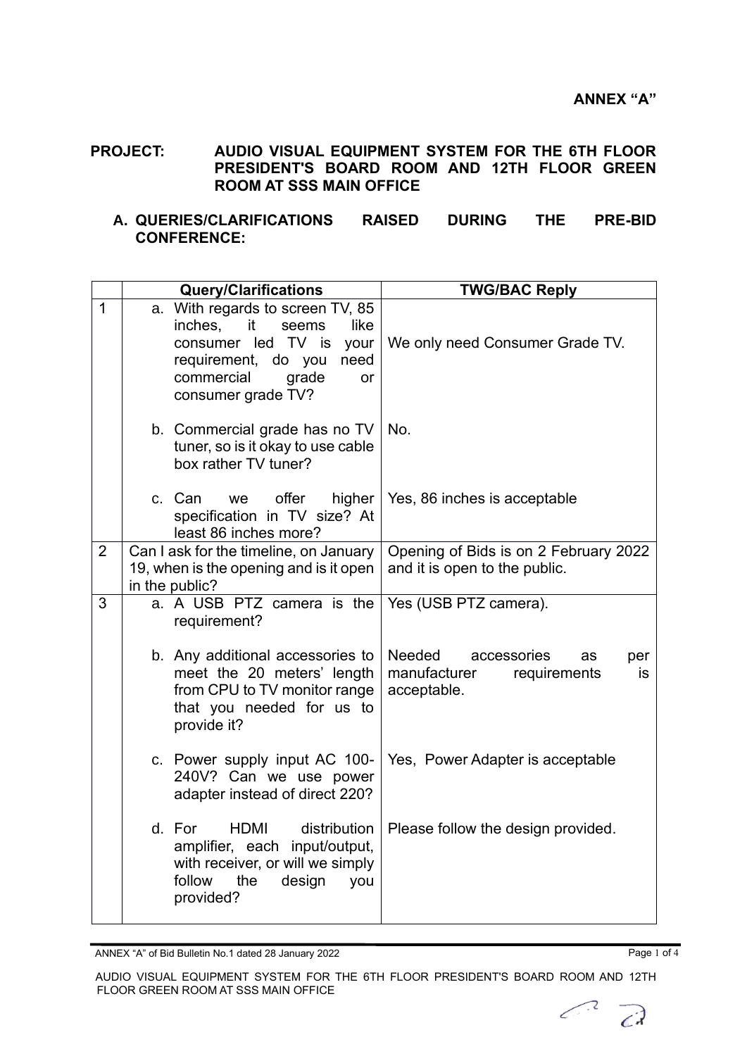**ANNEX "A"**

**PROJECT: AUDIO VISUAL EQUIPMENT SYSTEM FOR THE 6TH FLOOR PRESIDENT'S BOARD ROOM AND 12TH FLOOR GREEN ROOM AT SSS MAIN OFFICE**

**A. QUERIES/CLARIFICATIONS RAISED DURING THE PRE-BID CONFERENCE:**

| | Query/Clarifications | TWG/BAC Reply |
|---|---|---|
| 1 | a. With regards to screen TV, 85 inches, it seems like consumer led TV is your requirement, do you need commercial grade or consumer grade TV? | We only need Consumer Grade TV. |
| | b. Commercial grade has no TV tuner, so is it okay to use cable box rather TV tuner? | No. |
| | c. Can we offer higher specification in TV size? At least 86 inches more? | Yes, 86 inches is acceptable |
| 2 | Can I ask for the timeline, on January 19, when is the opening and is it open in the public? | Opening of Bids is on 2 February 2022 and it is open to the public. |
| 3 | a. A USB PTZ camera is the requirement? | Yes (USB PTZ camera). |
| | b. Any additional accessories to meet the 20 meters' length from CPU to TV monitor range that you needed for us to provide it? | Needed accessories as per manufacturer requirements is acceptable. |
| | c. Power supply input AC 100-240V? Can we use power adapter instead of direct 220? | Yes, Power Adapter is acceptable |
| | d. For HDMI distribution amplifier, each input/output, with receiver, or will we simply follow the design you provided? | Please follow the design provided. |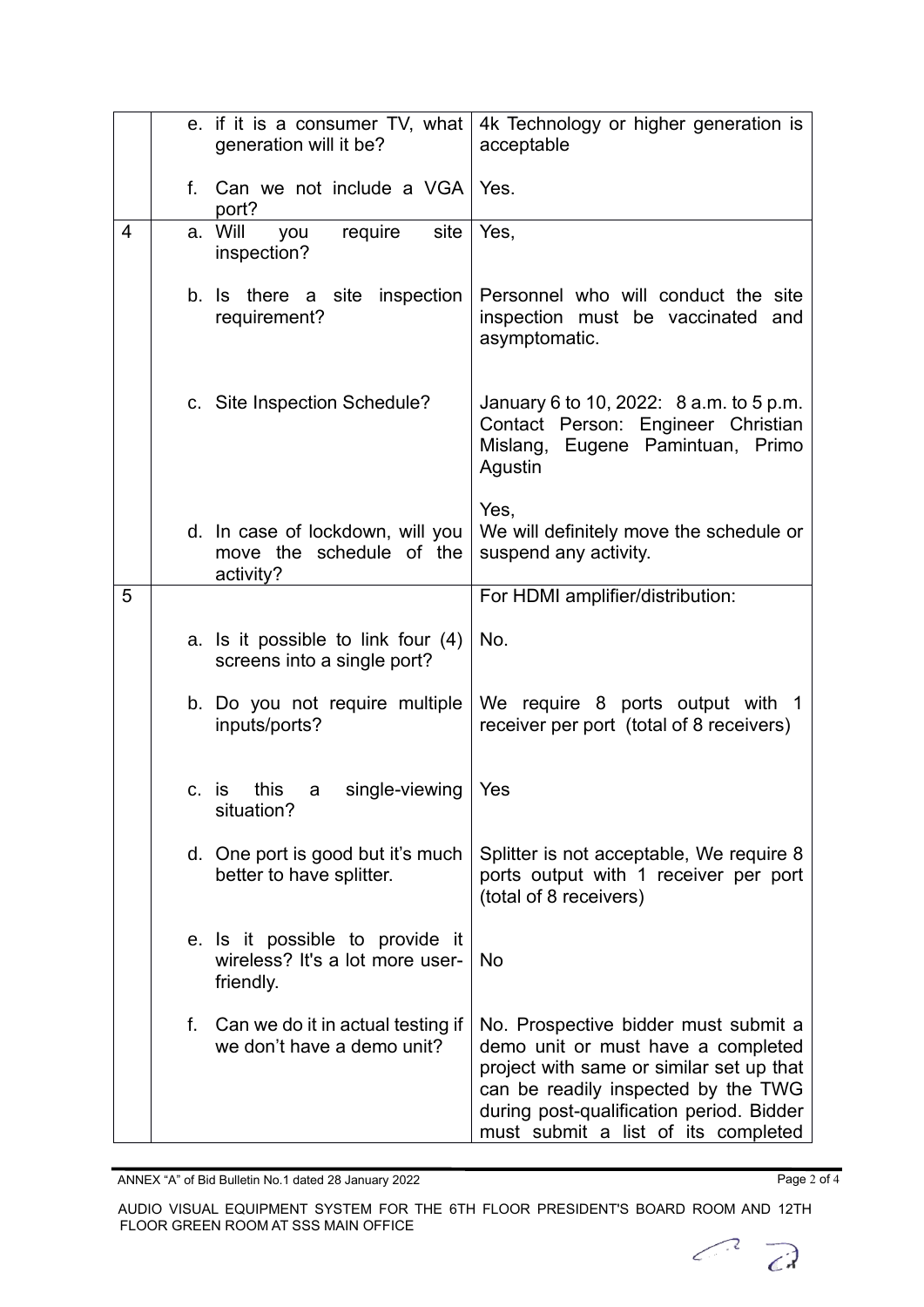| | | |
|---|---|---|
| | e. if it is a consumer TV, what generation will it be? | 4k Technology or higher generation is acceptable |
| | f. Can we not include a VGA port? | Yes. |
| 4 | a. Will you require site inspection? | Yes, |
| | b. Is there a site inspection requirement? | Personnel who will conduct the site inspection must be vaccinated and asymptomatic. |
| | c. Site Inspection Schedule? | January 6 to 10, 2022: 8 a.m. to 5 p.m. Contact Person: Engineer Christian Mislang, Eugene Pamintuan, Primo Agustin |
| | d. In case of lockdown, will you move the schedule of the activity? | Yes, We will definitely move the schedule or suspend any activity. |
| 5 | | For HDMI amplifier/distribution: |
| | a. Is it possible to link four (4) screens into a single port? | No. |
| | b. Do you not require multiple inputs/ports? | We require 8 ports output with 1 receiver per port (total of 8 receivers) |
| | c. is this a single-viewing situation? | Yes |
| | d. One port is good but it's much better to have splitter. | Splitter is not acceptable, We require 8 ports output with 1 receiver per port (total of 8 receivers) |
| | e. Is it possible to provide it wireless? It's a lot more user-friendly. | No |
| | f. Can we do it in actual testing if we don't have a demo unit? | No. Prospective bidder must submit a demo unit or must have a completed project with same or similar set up that can be readily inspected by the TWG during post-qualification period. Bidder must submit a list of its completed |

ANNEX "A" of Bid Bulletin No.1 dated 28 January 2022

AUDIO VISUAL EQUIPMENT SYSTEM FOR THE 6TH FLOOR PRESIDENT'S BOARD ROOM AND 12TH FLOOR GREEN ROOM AT SSS MAIN OFFICE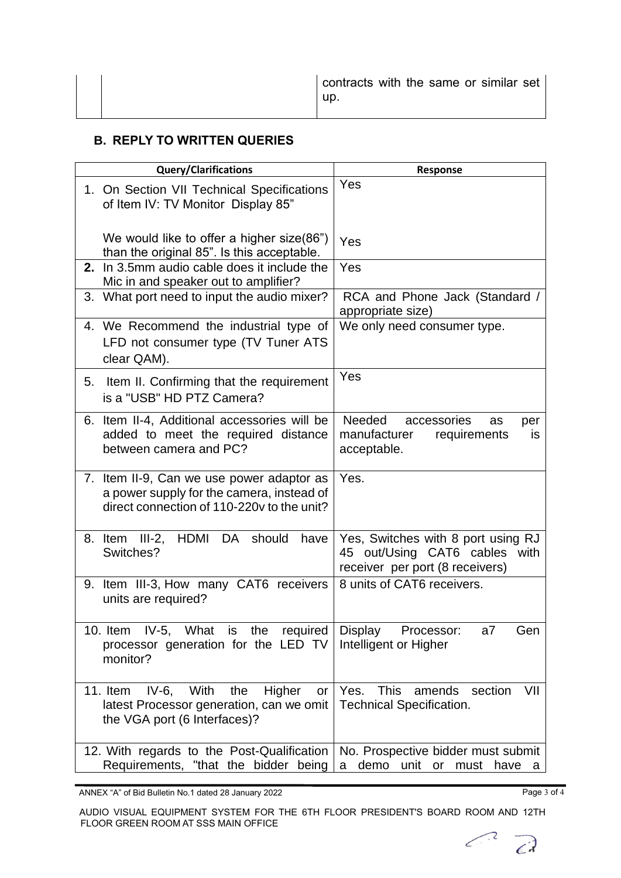| | | contracts with the same or similar set up. |
|---|---|---|

## B. REPLY TO WRITTEN QUERIES

| Query/Clarifications | Response |
|---|---|
| 1. On Section VII Technical Specifications of Item IV: TV Monitor Display 85" | Yes |
| We would like to offer a higher size(86") than the original 85". Is this acceptable. | Yes |
| **2.** In 3.5mm audio cable does it include the Mic in and speaker out to amplifier? | Yes |
| 3. What port need to input the audio mixer? | RCA and Phone Jack (Standard / appropriate size) |
| 4. We Recommend the industrial type of LFD not consumer type (TV Tuner ATS clear QAM). | We only need consumer type. |
| 5. Item II. Confirming that the requirement is a "USB" HD PTZ Camera? | Yes |
| 6. Item II-4, Additional accessories will be added to meet the required distance between camera and PC? | Needed accessories as per manufacturer requirements is acceptable. |
| 7. Item II-9, Can we use power adaptor as a power supply for the camera, instead of direct connection of 110-220v to the unit? | Yes. |
| 8. Item III-2, HDMI DA should have Switches? | Yes, Switches with 8 port using RJ 45 out/Using CAT6 cables with receiver per port (8 receivers) |
| 9. Item III-3, How many CAT6 receivers units are required? | 8 units of CAT6 receivers. |
| 10. Item IV-5, What is the required processor generation for the LED TV monitor? | Display Processor: a7 Gen Intelligent or Higher |
| 11. Item IV-6, With the Higher or latest Processor generation, can we omit the VGA port (6 Interfaces)? | Yes. This amends section VII Technical Specification. |
| 12. With regards to the Post-Qualification Requirements, "that the bidder being | No. Prospective bidder must submit a demo unit or must have a |

ANNEX "A" of Bid Bulletin No.1 dated 28 January 2022

AUDIO VISUAL EQUIPMENT SYSTEM FOR THE 6TH FLOOR PRESIDENT'S BOARD ROOM AND 12TH FLOOR GREEN ROOM AT SSS MAIN OFFICE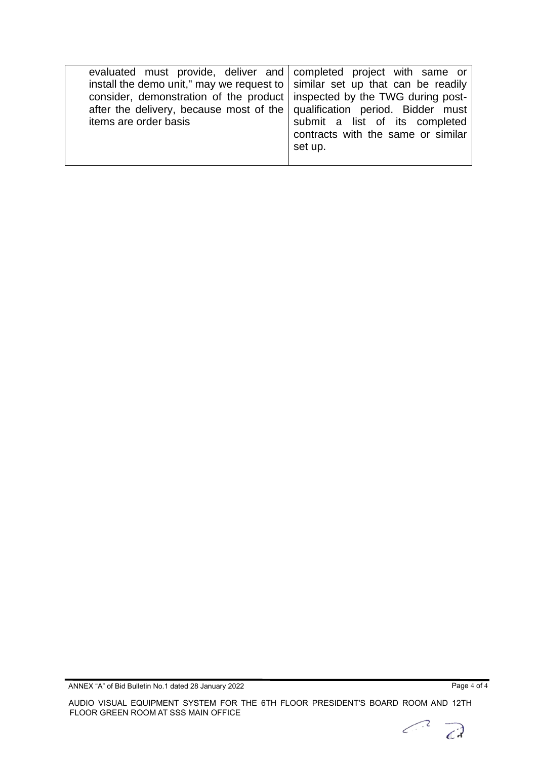| | |
|---|---|
| evaluated must provide, deliver and install the demo unit," may we request to consider, demonstration of the product after the delivery, because most of the items are order basis | completed project with same or similar set up that can be readily inspected by the TWG during post-qualification period. Bidder must submit a list of its completed contracts with the same or similar set up. |

ANNEX "A" of Bid Bulletin No.1 dated 28 January 2022

AUDIO VISUAL EQUIPMENT SYSTEM FOR THE 6TH FLOOR PRESIDENT'S BOARD ROOM AND 12TH FLOOR GREEN ROOM AT SSS MAIN OFFICE